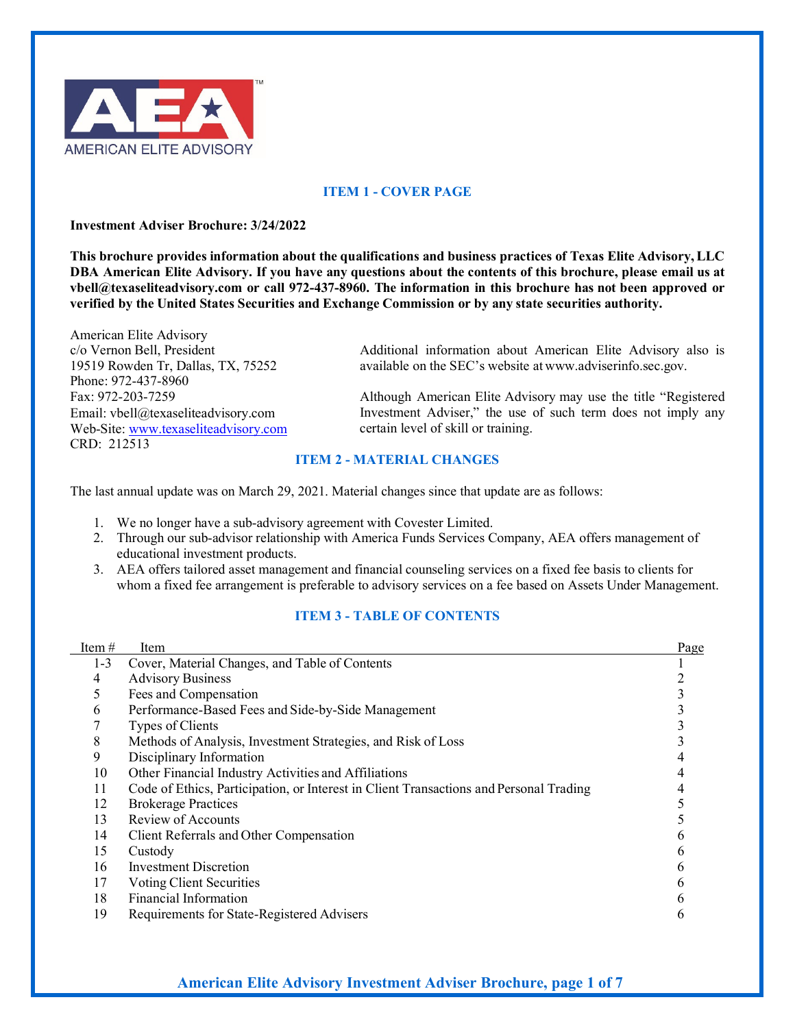## ITEM 1 - COVER PAGE

**Investment Adviser Brochure: 3/24/2022**

**This brochure provides information about the qualifications and business practices of Texas Elite Advisory, LLC DBA American Elite Advisory. If you have any questions about the contents of this brochure, please email us at vbell@texaseliteadvisory.com or call 972-437-8960. The information in this brochure has not been approved or verified by the United States Securities and Exchange Commission or by any state securities authority.**

American Elite Advisory
c/o Vernon Bell, President
19519 Rowden Tr, Dallas, TX, 75252
Phone: 972-437-8960
Fax: 972-203-7259
Email: vbell@texaseliteadvisory.com
Web-Site: www.texaseliteadvisory.com
CRD: 212513

Additional information about American Elite Advisory also is available on the SEC's website at www.adviserinfo.sec.gov.

Although American Elite Advisory may use the title "Registered Investment Adviser," the use of such term does not imply any certain level of skill or training.

## ITEM 2 - MATERIAL CHANGES

The last annual update was on March 29, 2021. Material changes since that update are as follows:

1. We no longer have a sub-advisory agreement with Covester Limited.
2. Through our sub-advisor relationship with America Funds Services Company, AEA offers management of educational investment products.
3. AEA offers tailored asset management and financial counseling services on a fixed fee basis to clients for whom a fixed fee arrangement is preferable to advisory services on a fee based on Assets Under Management.

## ITEM 3 - TABLE OF CONTENTS

| Item # | Item | Page |
|---|---|---|
| 1-3 | Cover, Material Changes, and Table of Contents | 1 |
| 4 | Advisory Business | 2 |
| 5 | Fees and Compensation | 3 |
| 6 | Performance-Based Fees and Side-by-Side Management | 3 |
| 7 | Types of Clients | 3 |
| 8 | Methods of Analysis, Investment Strategies, and Risk of Loss | 3 |
| 9 | Disciplinary Information | 4 |
| 10 | Other Financial Industry Activities and Affiliations | 4 |
| 11 | Code of Ethics, Participation, or Interest in Client Transactions and Personal Trading | 4 |
| 12 | Brokerage Practices | 5 |
| 13 | Review of Accounts | 5 |
| 14 | Client Referrals and Other Compensation | 6 |
| 15 | Custody | 6 |
| 16 | Investment Discretion | 6 |
| 17 | Voting Client Securities | 6 |
| 18 | Financial Information | 6 |
| 19 | Requirements for State-Registered Advisers | 6 |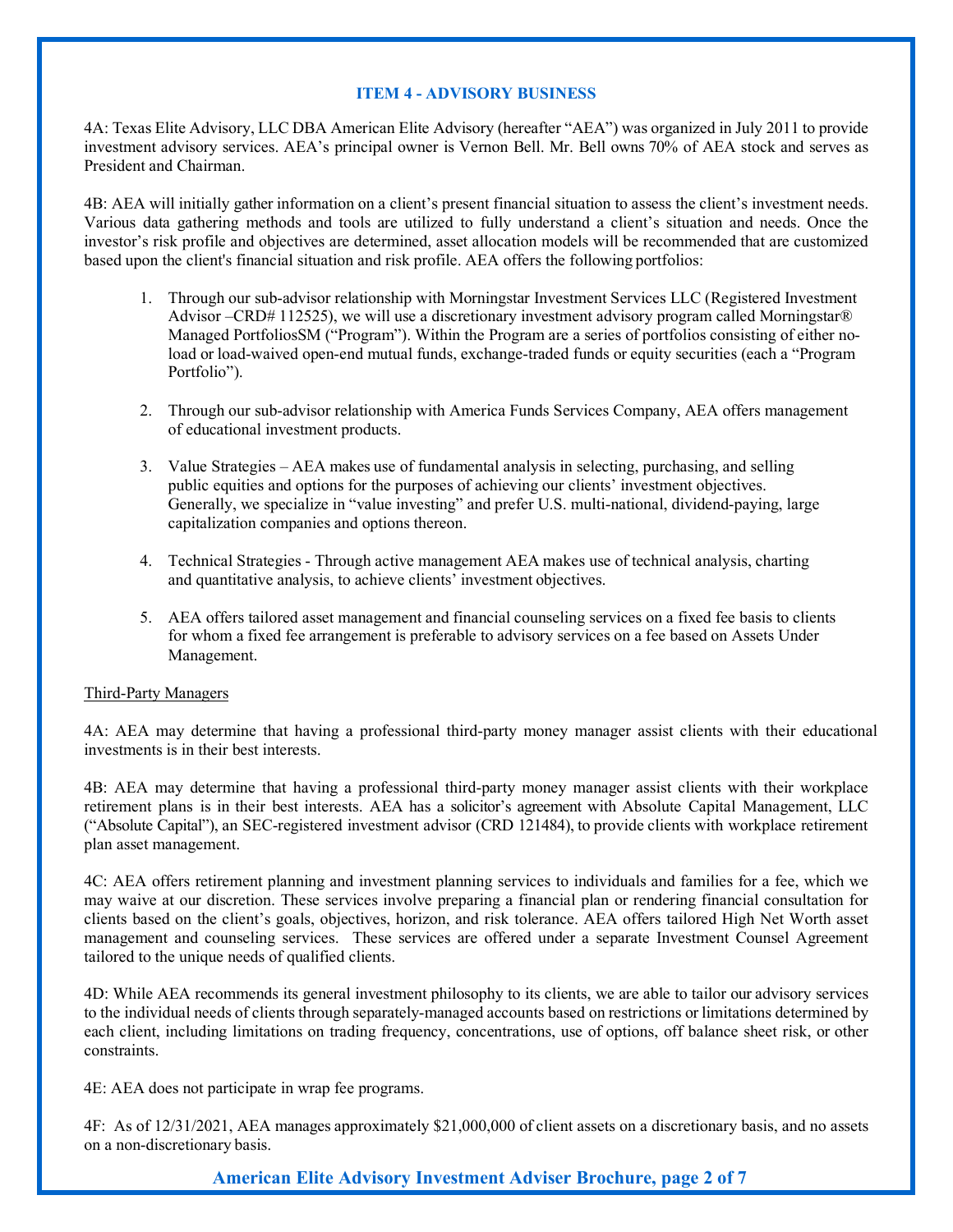## ITEM 4 - ADVISORY BUSINESS

4A: Texas Elite Advisory, LLC DBA American Elite Advisory (hereafter "AEA") was organized in July 2011 to provide investment advisory services. AEA's principal owner is Vernon Bell. Mr. Bell owns 70% of AEA stock and serves as President and Chairman.

4B: AEA will initially gather information on a client's present financial situation to assess the client's investment needs. Various data gathering methods and tools are utilized to fully understand a client's situation and needs. Once the investor's risk profile and objectives are determined, asset allocation models will be recommended that are customized based upon the client's financial situation and risk profile. AEA offers the following portfolios:

1. Through our sub-advisor relationship with Morningstar Investment Services LLC (Registered Investment Advisor –CRD# 112525), we will use a discretionary investment advisory program called Morningstar® Managed PortfoliosSM ("Program"). Within the Program are a series of portfolios consisting of either no-load or load-waived open-end mutual funds, exchange-traded funds or equity securities (each a "Program Portfolio").

2. Through our sub-advisor relationship with America Funds Services Company, AEA offers management of educational investment products.

3. Value Strategies – AEA makes use of fundamental analysis in selecting, purchasing, and selling public equities and options for the purposes of achieving our clients' investment objectives. Generally, we specialize in "value investing" and prefer U.S. multi-national, dividend-paying, large capitalization companies and options thereon.

4. Technical Strategies - Through active management AEA makes use of technical analysis, charting and quantitative analysis, to achieve clients' investment objectives.

5. AEA offers tailored asset management and financial counseling services on a fixed fee basis to clients for whom a fixed fee arrangement is preferable to advisory services on a fee based on Assets Under Management.

<u>Third-Party Managers</u>

4A: AEA may determine that having a professional third-party money manager assist clients with their educational investments is in their best interests.

4B: AEA may determine that having a professional third-party money manager assist clients with their workplace retirement plans is in their best interests. AEA has a solicitor's agreement with Absolute Capital Management, LLC ("Absolute Capital"), an SEC-registered investment advisor (CRD 121484), to provide clients with workplace retirement plan asset management.

4C: AEA offers retirement planning and investment planning services to individuals and families for a fee, which we may waive at our discretion. These services involve preparing a financial plan or rendering financial consultation for clients based on the client's goals, objectives, horizon, and risk tolerance. AEA offers tailored High Net Worth asset management and counseling services. These services are offered under a separate Investment Counsel Agreement tailored to the unique needs of qualified clients.

4D: While AEA recommends its general investment philosophy to its clients, we are able to tailor our advisory services to the individual needs of clients through separately-managed accounts based on restrictions or limitations determined by each client, including limitations on trading frequency, concentrations, use of options, off balance sheet risk, or other constraints.

4E: AEA does not participate in wrap fee programs.

4F: As of 12/31/2021, AEA manages approximately $21,000,000 of client assets on a discretionary basis, and no assets on a non-discretionary basis.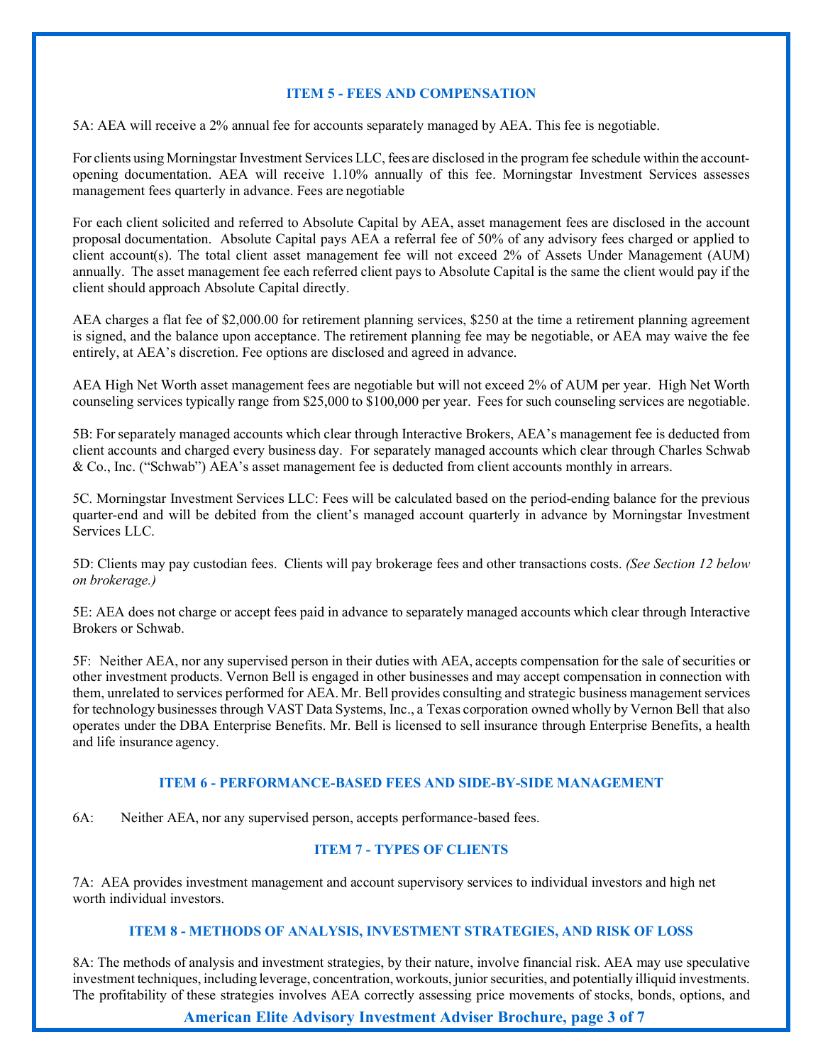## ITEM 5 - FEES AND COMPENSATION

5A: AEA will receive a 2% annual fee for accounts separately managed by AEA. This fee is negotiable.

For clients using Morningstar Investment Services LLC, fees are disclosed in the program fee schedule within the account-opening documentation. AEA will receive 1.10% annually of this fee. Morningstar Investment Services assesses management fees quarterly in advance. Fees are negotiable

For each client solicited and referred to Absolute Capital by AEA, asset management fees are disclosed in the account proposal documentation. Absolute Capital pays AEA a referral fee of 50% of any advisory fees charged or applied to client account(s). The total client asset management fee will not exceed 2% of Assets Under Management (AUM) annually. The asset management fee each referred client pays to Absolute Capital is the same the client would pay if the client should approach Absolute Capital directly.

AEA charges a flat fee of $2,000.00 for retirement planning services, $250 at the time a retirement planning agreement is signed, and the balance upon acceptance. The retirement planning fee may be negotiable, or AEA may waive the fee entirely, at AEA's discretion. Fee options are disclosed and agreed in advance.

AEA High Net Worth asset management fees are negotiable but will not exceed 2% of AUM per year. High Net Worth counseling services typically range from $25,000 to $100,000 per year. Fees for such counseling services are negotiable.

5B: For separately managed accounts which clear through Interactive Brokers, AEA's management fee is deducted from client accounts and charged every business day. For separately managed accounts which clear through Charles Schwab & Co., Inc. ("Schwab") AEA's asset management fee is deducted from client accounts monthly in arrears.

5C. Morningstar Investment Services LLC: Fees will be calculated based on the period-ending balance for the previous quarter-end and will be debited from the client's managed account quarterly in advance by Morningstar Investment Services LLC.

5D: Clients may pay custodian fees. Clients will pay brokerage fees and other transactions costs. *(See Section 12 below on brokerage.)*

5E: AEA does not charge or accept fees paid in advance to separately managed accounts which clear through Interactive Brokers or Schwab.

5F: Neither AEA, nor any supervised person in their duties with AEA, accepts compensation for the sale of securities or other investment products. Vernon Bell is engaged in other businesses and may accept compensation in connection with them, unrelated to services performed for AEA. Mr. Bell provides consulting and strategic business management services for technology businesses through VAST Data Systems, Inc., a Texas corporation owned wholly by Vernon Bell that also operates under the DBA Enterprise Benefits. Mr. Bell is licensed to sell insurance through Enterprise Benefits, a health and life insurance agency.

## ITEM 6 - PERFORMANCE-BASED FEES AND SIDE-BY-SIDE MANAGEMENT

6A: Neither AEA, nor any supervised person, accepts performance-based fees.

## ITEM 7 - TYPES OF CLIENTS

7A: AEA provides investment management and account supervisory services to individual investors and high net worth individual investors.

## ITEM 8 - METHODS OF ANALYSIS, INVESTMENT STRATEGIES, AND RISK OF LOSS

8A: The methods of analysis and investment strategies, by their nature, involve financial risk. AEA may use speculative investment techniques, including leverage, concentration, workouts, junior securities, and potentially illiquid investments. The profitability of these strategies involves AEA correctly assessing price movements of stocks, bonds, options, and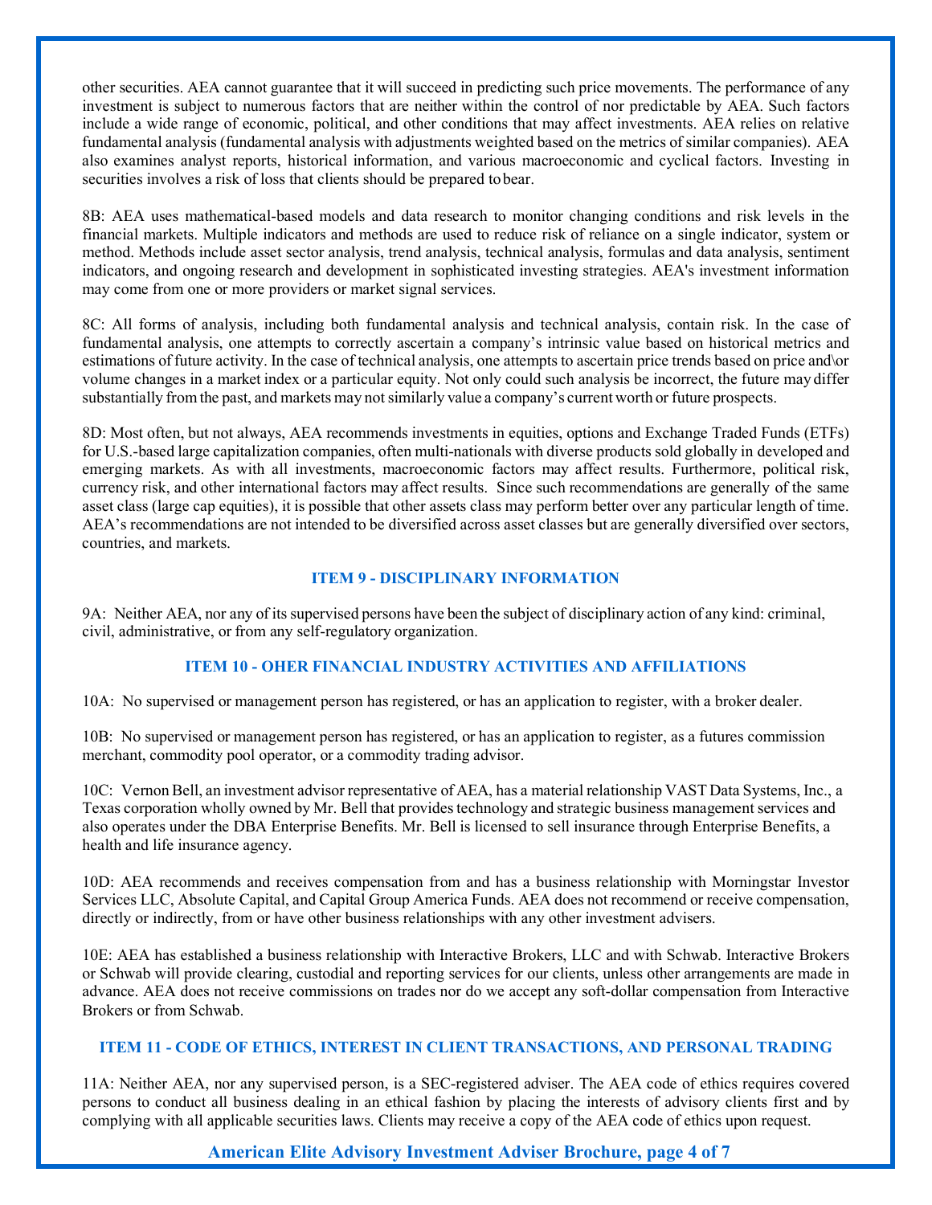other securities. AEA cannot guarantee that it will succeed in predicting such price movements. The performance of any investment is subject to numerous factors that are neither within the control of nor predictable by AEA. Such factors include a wide range of economic, political, and other conditions that may affect investments. AEA relies on relative fundamental analysis (fundamental analysis with adjustments weighted based on the metrics of similar companies). AEA also examines analyst reports, historical information, and various macroeconomic and cyclical factors. Investing in securities involves a risk of loss that clients should be prepared to bear.

8B: AEA uses mathematical-based models and data research to monitor changing conditions and risk levels in the financial markets. Multiple indicators and methods are used to reduce risk of reliance on a single indicator, system or method. Methods include asset sector analysis, trend analysis, technical analysis, formulas and data analysis, sentiment indicators, and ongoing research and development in sophisticated investing strategies. AEA's investment information may come from one or more providers or market signal services.

8C: All forms of analysis, including both fundamental analysis and technical analysis, contain risk. In the case of fundamental analysis, one attempts to correctly ascertain a company's intrinsic value based on historical metrics and estimations of future activity. In the case of technical analysis, one attempts to ascertain price trends based on price and\or volume changes in a market index or a particular equity. Not only could such analysis be incorrect, the future may differ substantially from the past, and markets may not similarly value a company's current worth or future prospects.

8D: Most often, but not always, AEA recommends investments in equities, options and Exchange Traded Funds (ETFs) for U.S.-based large capitalization companies, often multi-nationals with diverse products sold globally in developed and emerging markets. As with all investments, macroeconomic factors may affect results. Furthermore, political risk, currency risk, and other international factors may affect results. Since such recommendations are generally of the same asset class (large cap equities), it is possible that other assets class may perform better over any particular length of time. AEA's recommendations are not intended to be diversified across asset classes but are generally diversified over sectors, countries, and markets.

## ITEM 9 - DISCIPLINARY INFORMATION

9A: Neither AEA, nor any of its supervised persons have been the subject of disciplinary action of any kind: criminal, civil, administrative, or from any self-regulatory organization.

## ITEM 10 - OHER FINANCIAL INDUSTRY ACTIVITIES AND AFFILIATIONS

10A: No supervised or management person has registered, or has an application to register, with a broker dealer.

10B: No supervised or management person has registered, or has an application to register, as a futures commission merchant, commodity pool operator, or a commodity trading advisor.

10C: Vernon Bell, an investment advisor representative of AEA, has a material relationship VAST Data Systems, Inc., a Texas corporation wholly owned by Mr. Bell that provides technology and strategic business management services and also operates under the DBA Enterprise Benefits. Mr. Bell is licensed to sell insurance through Enterprise Benefits, a health and life insurance agency.

10D: AEA recommends and receives compensation from and has a business relationship with Morningstar Investor Services LLC, Absolute Capital, and Capital Group America Funds. AEA does not recommend or receive compensation, directly or indirectly, from or have other business relationships with any other investment advisers.

10E: AEA has established a business relationship with Interactive Brokers, LLC and with Schwab. Interactive Brokers or Schwab will provide clearing, custodial and reporting services for our clients, unless other arrangements are made in advance. AEA does not receive commissions on trades nor do we accept any soft-dollar compensation from Interactive Brokers or from Schwab.

## ITEM 11 - CODE OF ETHICS, INTEREST IN CLIENT TRANSACTIONS, AND PERSONAL TRADING

11A: Neither AEA, nor any supervised person, is a SEC-registered adviser. The AEA code of ethics requires covered persons to conduct all business dealing in an ethical fashion by placing the interests of advisory clients first and by complying with all applicable securities laws. Clients may receive a copy of the AEA code of ethics upon request.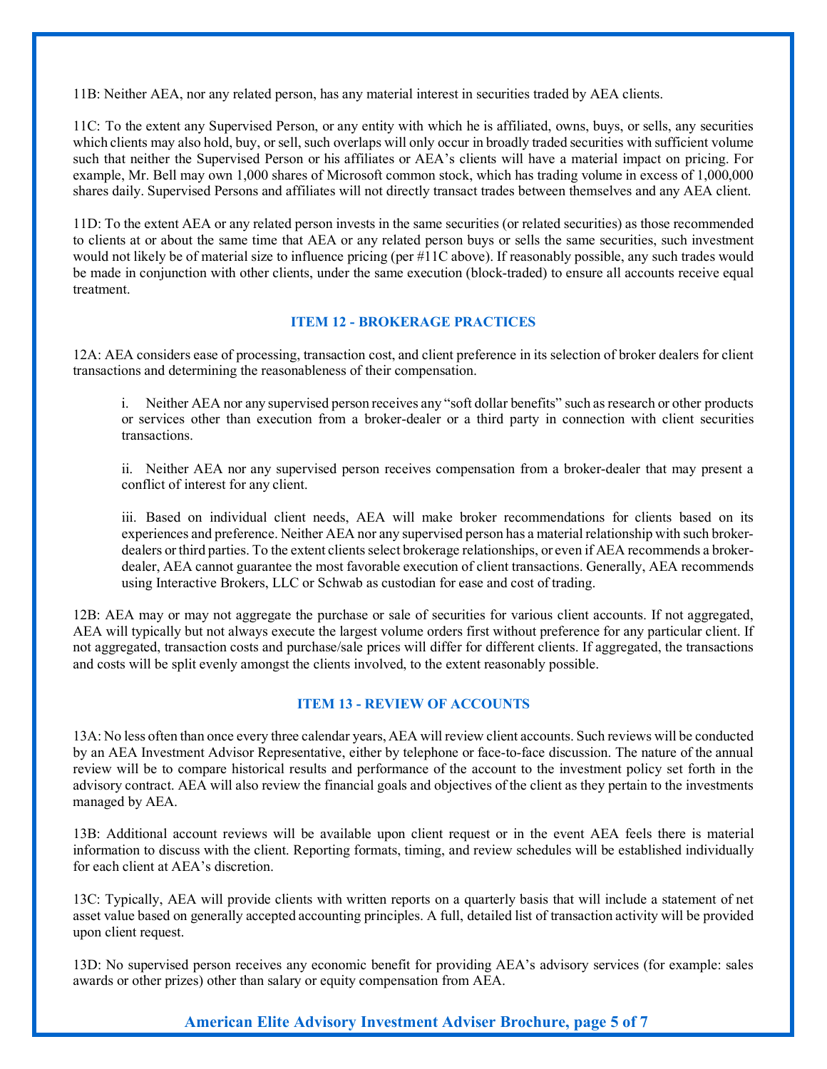11B: Neither AEA, nor any related person, has any material interest in securities traded by AEA clients.

11C: To the extent any Supervised Person, or any entity with which he is affiliated, owns, buys, or sells, any securities which clients may also hold, buy, or sell, such overlaps will only occur in broadly traded securities with sufficient volume such that neither the Supervised Person or his affiliates or AEA's clients will have a material impact on pricing. For example, Mr. Bell may own 1,000 shares of Microsoft common stock, which has trading volume in excess of 1,000,000 shares daily. Supervised Persons and affiliates will not directly transact trades between themselves and any AEA client.

11D: To the extent AEA or any related person invests in the same securities (or related securities) as those recommended to clients at or about the same time that AEA or any related person buys or sells the same securities, such investment would not likely be of material size to influence pricing (per #11C above). If reasonably possible, any such trades would be made in conjunction with other clients, under the same execution (block-traded) to ensure all accounts receive equal treatment.

## ITEM 12 - BROKERAGE PRACTICES

12A: AEA considers ease of processing, transaction cost, and client preference in its selection of broker dealers for client transactions and determining the reasonableness of their compensation.

i. Neither AEA nor any supervised person receives any "soft dollar benefits" such as research or other products or services other than execution from a broker-dealer or a third party in connection with client securities transactions.

ii. Neither AEA nor any supervised person receives compensation from a broker-dealer that may present a conflict of interest for any client.

iii. Based on individual client needs, AEA will make broker recommendations for clients based on its experiences and preference. Neither AEA nor any supervised person has a material relationship with such broker-dealers or third parties. To the extent clients select brokerage relationships, or even if AEA recommends a broker-dealer, AEA cannot guarantee the most favorable execution of client transactions. Generally, AEA recommends using Interactive Brokers, LLC or Schwab as custodian for ease and cost of trading.

12B: AEA may or may not aggregate the purchase or sale of securities for various client accounts. If not aggregated, AEA will typically but not always execute the largest volume orders first without preference for any particular client. If not aggregated, transaction costs and purchase/sale prices will differ for different clients. If aggregated, the transactions and costs will be split evenly amongst the clients involved, to the extent reasonably possible.

## ITEM 13 - REVIEW OF ACCOUNTS

13A: No less often than once every three calendar years, AEA will review client accounts. Such reviews will be conducted by an AEA Investment Advisor Representative, either by telephone or face-to-face discussion. The nature of the annual review will be to compare historical results and performance of the account to the investment policy set forth in the advisory contract. AEA will also review the financial goals and objectives of the client as they pertain to the investments managed by AEA.

13B: Additional account reviews will be available upon client request or in the event AEA feels there is material information to discuss with the client. Reporting formats, timing, and review schedules will be established individually for each client at AEA's discretion.

13C: Typically, AEA will provide clients with written reports on a quarterly basis that will include a statement of net asset value based on generally accepted accounting principles. A full, detailed list of transaction activity will be provided upon client request.

13D: No supervised person receives any economic benefit for providing AEA's advisory services (for example: sales awards or other prizes) other than salary or equity compensation from AEA.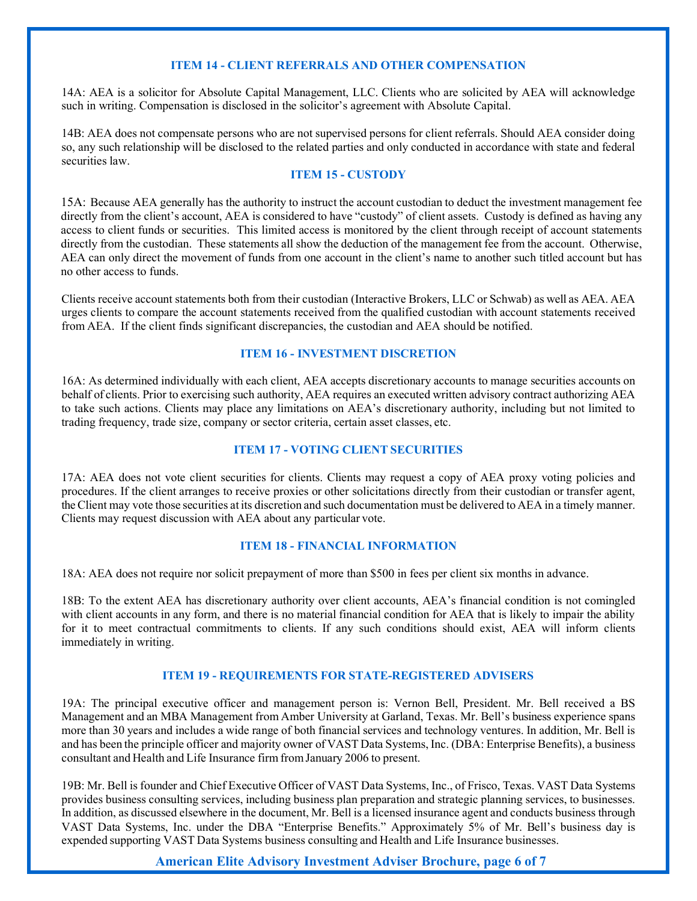### ITEM 14 - CLIENT REFERRALS AND OTHER COMPENSATION

14A: AEA is a solicitor for Absolute Capital Management, LLC. Clients who are solicited by AEA will acknowledge such in writing. Compensation is disclosed in the solicitor's agreement with Absolute Capital.

14B: AEA does not compensate persons who are not supervised persons for client referrals. Should AEA consider doing so, any such relationship will be disclosed to the related parties and only conducted in accordance with state and federal securities law.

### ITEM 15 - CUSTODY

15A: Because AEA generally has the authority to instruct the account custodian to deduct the investment management fee directly from the client's account, AEA is considered to have "custody" of client assets. Custody is defined as having any access to client funds or securities. This limited access is monitored by the client through receipt of account statements directly from the custodian. These statements all show the deduction of the management fee from the account. Otherwise, AEA can only direct the movement of funds from one account in the client's name to another such titled account but has no other access to funds.

Clients receive account statements both from their custodian (Interactive Brokers, LLC or Schwab) as well as AEA. AEA urges clients to compare the account statements received from the qualified custodian with account statements received from AEA. If the client finds significant discrepancies, the custodian and AEA should be notified.

### ITEM 16 - INVESTMENT DISCRETION

16A: As determined individually with each client, AEA accepts discretionary accounts to manage securities accounts on behalf of clients. Prior to exercising such authority, AEA requires an executed written advisory contract authorizing AEA to take such actions. Clients may place any limitations on AEA's discretionary authority, including but not limited to trading frequency, trade size, company or sector criteria, certain asset classes, etc.

### ITEM 17 - VOTING CLIENT SECURITIES

17A: AEA does not vote client securities for clients. Clients may request a copy of AEA proxy voting policies and procedures. If the client arranges to receive proxies or other solicitations directly from their custodian or transfer agent, the Client may vote those securities at its discretion and such documentation must be delivered to AEA in a timely manner. Clients may request discussion with AEA about any particular vote.

### ITEM 18 - FINANCIAL INFORMATION

18A: AEA does not require nor solicit prepayment of more than $500 in fees per client six months in advance.

18B: To the extent AEA has discretionary authority over client accounts, AEA's financial condition is not comingled with client accounts in any form, and there is no material financial condition for AEA that is likely to impair the ability for it to meet contractual commitments to clients. If any such conditions should exist, AEA will inform clients immediately in writing.

### ITEM 19 - REQUIREMENTS FOR STATE-REGISTERED ADVISERS

19A: The principal executive officer and management person is: Vernon Bell, President. Mr. Bell received a BS Management and an MBA Management from Amber University at Garland, Texas. Mr. Bell's business experience spans more than 30 years and includes a wide range of both financial services and technology ventures. In addition, Mr. Bell is and has been the principle officer and majority owner of VAST Data Systems, Inc. (DBA: Enterprise Benefits), a business consultant and Health and Life Insurance firm from January 2006 to present.

19B: Mr. Bell is founder and Chief Executive Officer of VAST Data Systems, Inc., of Frisco, Texas. VAST Data Systems provides business consulting services, including business plan preparation and strategic planning services, to businesses. In addition, as discussed elsewhere in the document, Mr. Bell is a licensed insurance agent and conducts business through VAST Data Systems, Inc. under the DBA "Enterprise Benefits." Approximately 5% of Mr. Bell's business day is expended supporting VAST Data Systems business consulting and Health and Life Insurance businesses.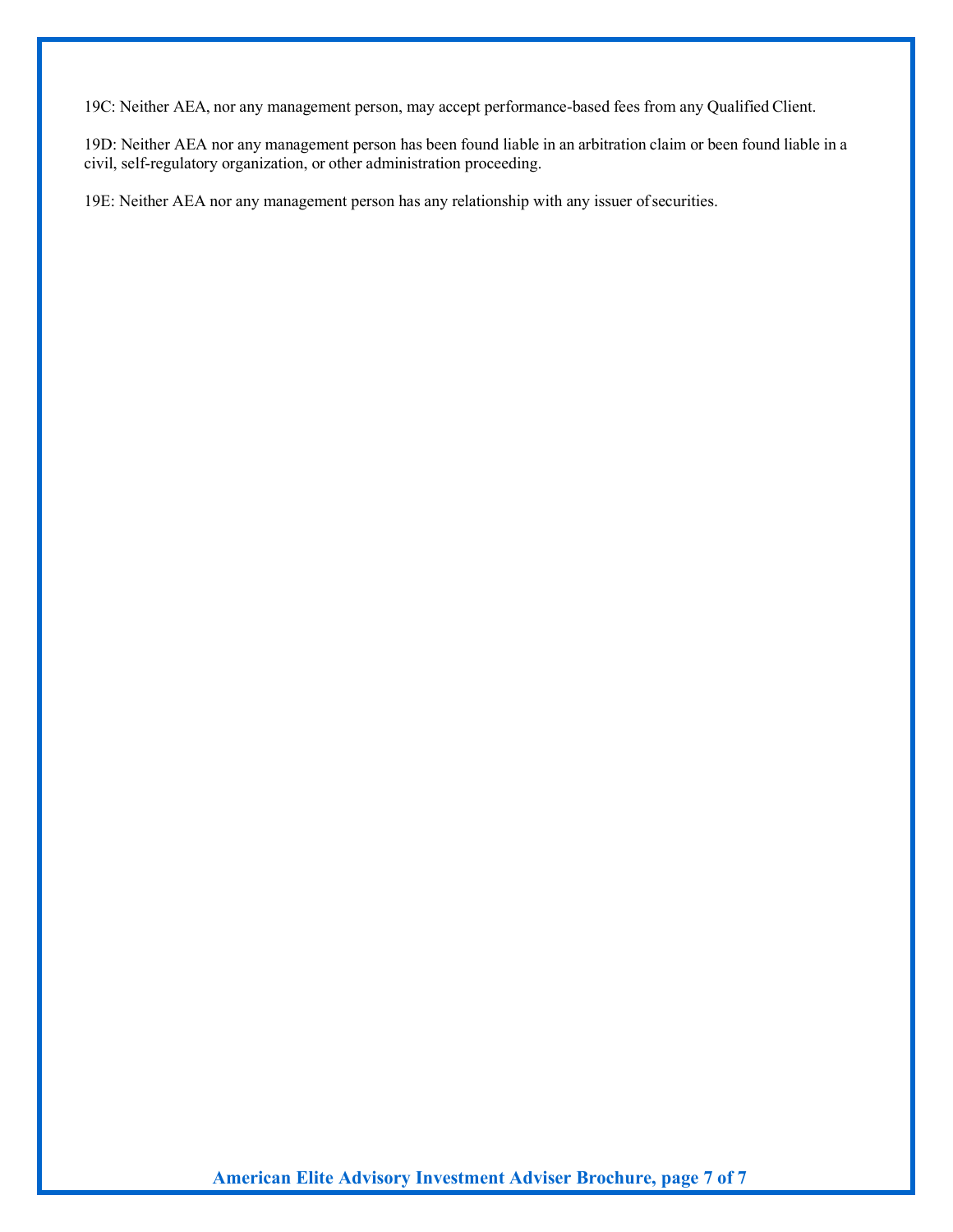19C: Neither AEA, nor any management person, may accept performance-based fees from any Qualified Client.

19D: Neither AEA nor any management person has been found liable in an arbitration claim or been found liable in a civil, self-regulatory organization, or other administration proceeding.

19E: Neither AEA nor any management person has any relationship with any issuer of securities.